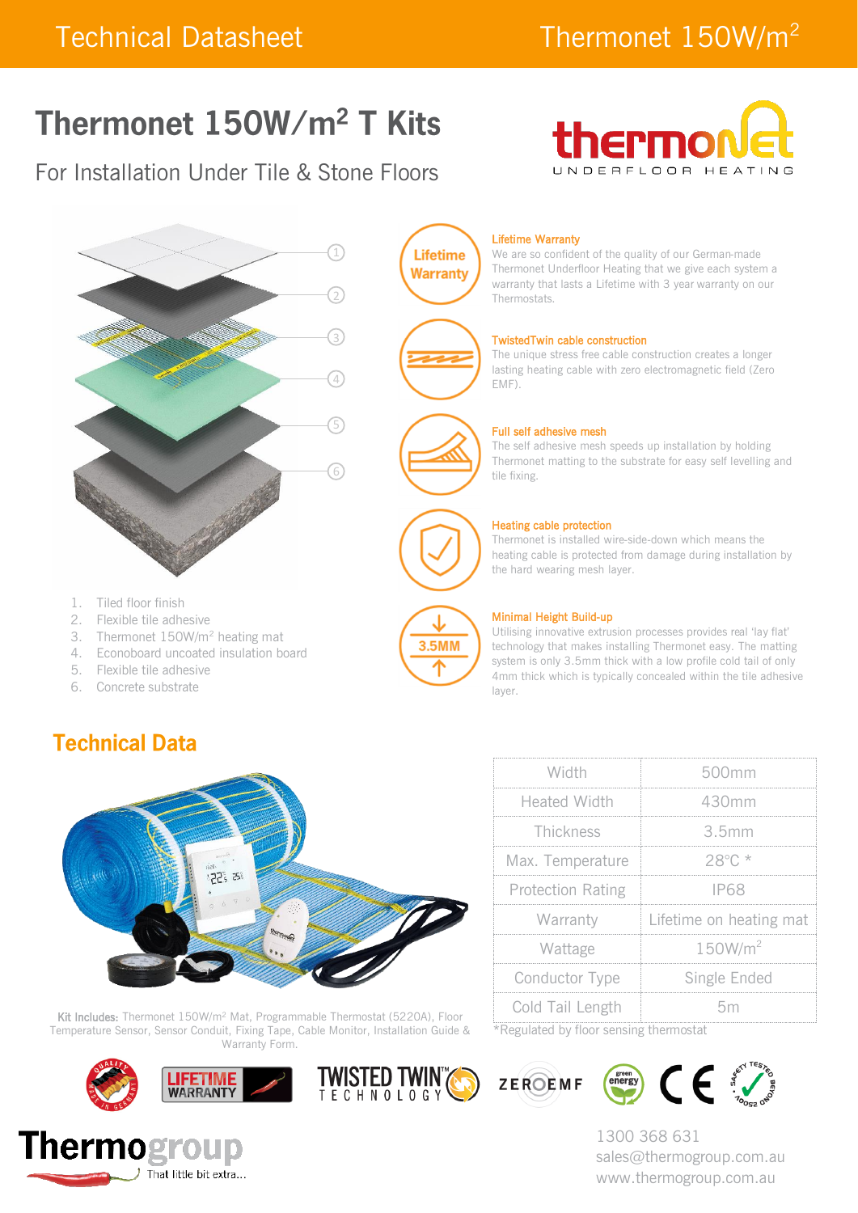Technical Datasheet — Thermonet 150W/m²

# Thermonet 150W/m² T Kits

## For Installation Under Tile & Stone Floors

1. Tiled floor finish
2. Flexible tile adhesive
3. Thermonet 150W/m² heating mat
4. Econoboard uncoated insulation board
5. Flexible tile adhesive
6. Concrete substrate

**Lifetime Warranty**
We are so confident of the quality of our German-made Thermonet Underfloor Heating that we give each system a warranty that lasts a Lifetime with 3 year warranty on our Thermostats.

**TwistedTwin cable construction**
The unique stress free cable construction creates a longer lasting heating cable with zero electromagnetic field (Zero EMF).

**Full self adhesive mesh**
The self adhesive mesh speeds up installation by holding Thermonet matting to the substrate for easy self levelling and tile fixing.

**Heating cable protection**
Thermonet is installed wire-side-down which means the heating cable is protected from damage during installation by the hard wearing mesh layer.

**Minimal Height Build-up**
Utilising innovative extrusion processes provides real 'lay flat' technology that makes installing Thermonet easy. The matting system is only 3.5mm thick with a low profile cold tail of only 4mm thick which is typically concealed within the tile adhesive layer.

## Technical Data

| Width | 500mm |
|---|---|
| Heated Width | 430mm |
| Thickness | 3.5mm |
| Max. Temperature | 28°C * |
| Protection Rating | IP68 |
| Warranty | Lifetime on heating mat |
| Wattage | 150W/m² |
| Conductor Type | Single Ended |
| Cold Tail Length | 5m |

*Regulated by floor sensing thermostat

**Kit Includes:** Thermonet 150W/m² Mat, Programmable Thermostat (5220A), Floor Temperature Sensor, Sensor Conduit, Fixing Tape, Cable Monitor, Installation Guide & Warranty Form.

Thermogroup — That little bit extra...

1300 368 631
sales@thermogroup.com.au
www.thermogroup.com.au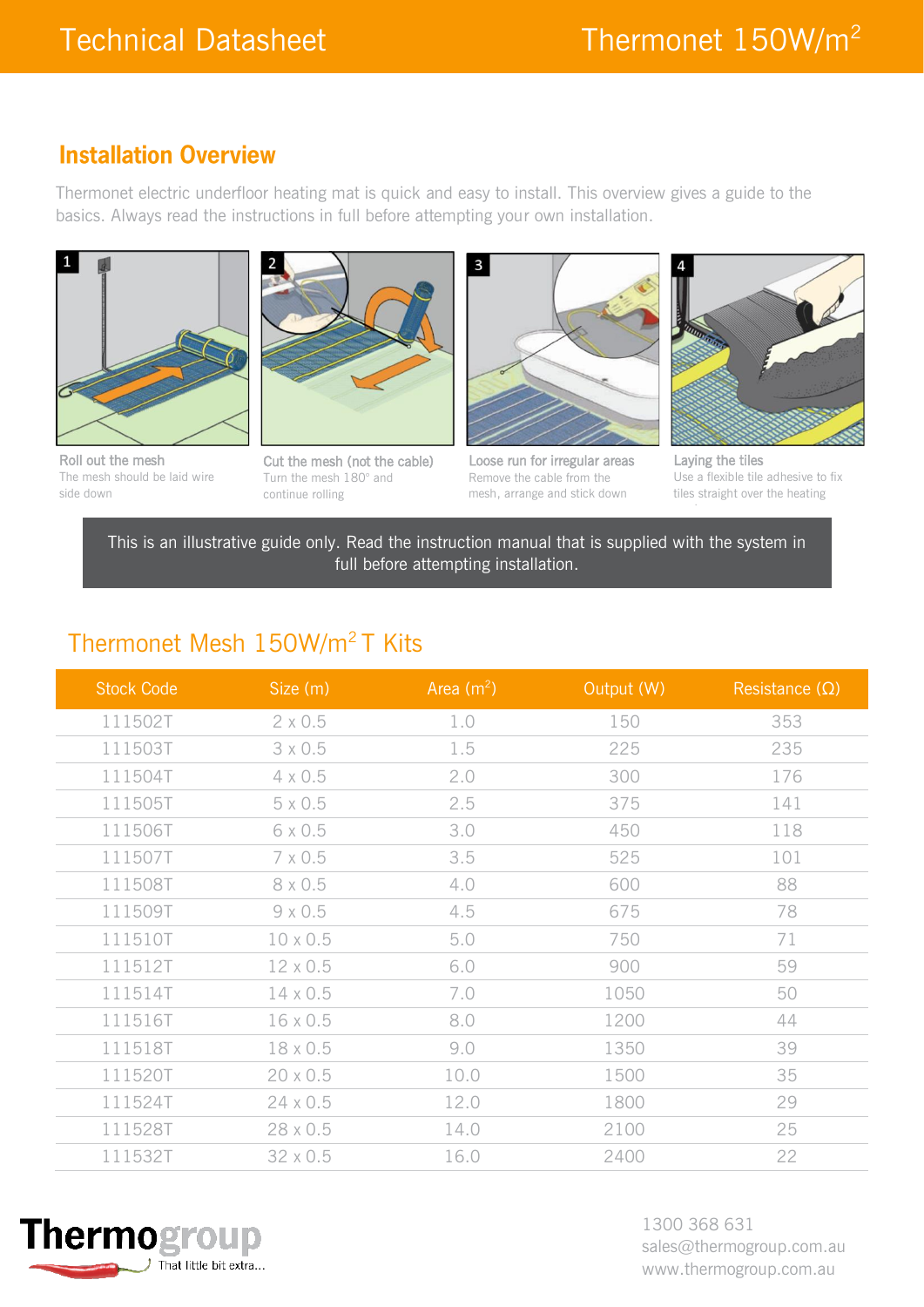## Installation Overview

Thermonet electric underfloor heating mat is quick and easy to install. This overview gives a guide to the basics. Always read the instructions in full before attempting your own installation.

**1** Roll out the mesh
The mesh should be laid wire side down

**2** Cut the mesh (not the cable)
Turn the mesh 180° and continue rolling

**3** Loose run for irregular areas
Remove the cable from the mesh, arrange and stick down

**4** Laying the tiles
Use a flexible tile adhesive to fix tiles straight over the heating

This is an illustrative guide only. Read the instruction manual that is supplied with the system in full before attempting installation.

## Thermonet Mesh 150W/m$^2$ T Kits

| Stock Code | Size (m) | Area (m$^2$) | Output (W) | Resistance (Ω) |
|---|---|---|---|---|
| 111502T | 2 x 0.5 | 1.0 | 150 | 353 |
| 111503T | 3 x 0.5 | 1.5 | 225 | 235 |
| 111504T | 4 x 0.5 | 2.0 | 300 | 176 |
| 111505T | 5 x 0.5 | 2.5 | 375 | 141 |
| 111506T | 6 x 0.5 | 3.0 | 450 | 118 |
| 111507T | 7 x 0.5 | 3.5 | 525 | 101 |
| 111508T | 8 x 0.5 | 4.0 | 600 | 88 |
| 111509T | 9 x 0.5 | 4.5 | 675 | 78 |
| 111510T | 10 x 0.5 | 5.0 | 750 | 71 |
| 111512T | 12 x 0.5 | 6.0 | 900 | 59 |
| 111514T | 14 x 0.5 | 7.0 | 1050 | 50 |
| 111516T | 16 x 0.5 | 8.0 | 1200 | 44 |
| 111518T | 18 x 0.5 | 9.0 | 1350 | 39 |
| 111520T | 20 x 0.5 | 10.0 | 1500 | 35 |
| 111524T | 24 x 0.5 | 12.0 | 1800 | 29 |
| 111528T | 28 x 0.5 | 14.0 | 2100 | 25 |
| 111532T | 32 x 0.5 | 16.0 | 2400 | 22 |

Thermogroup
That little bit extra...

1300 368 631
sales@thermogroup.com.au
www.thermogroup.com.au